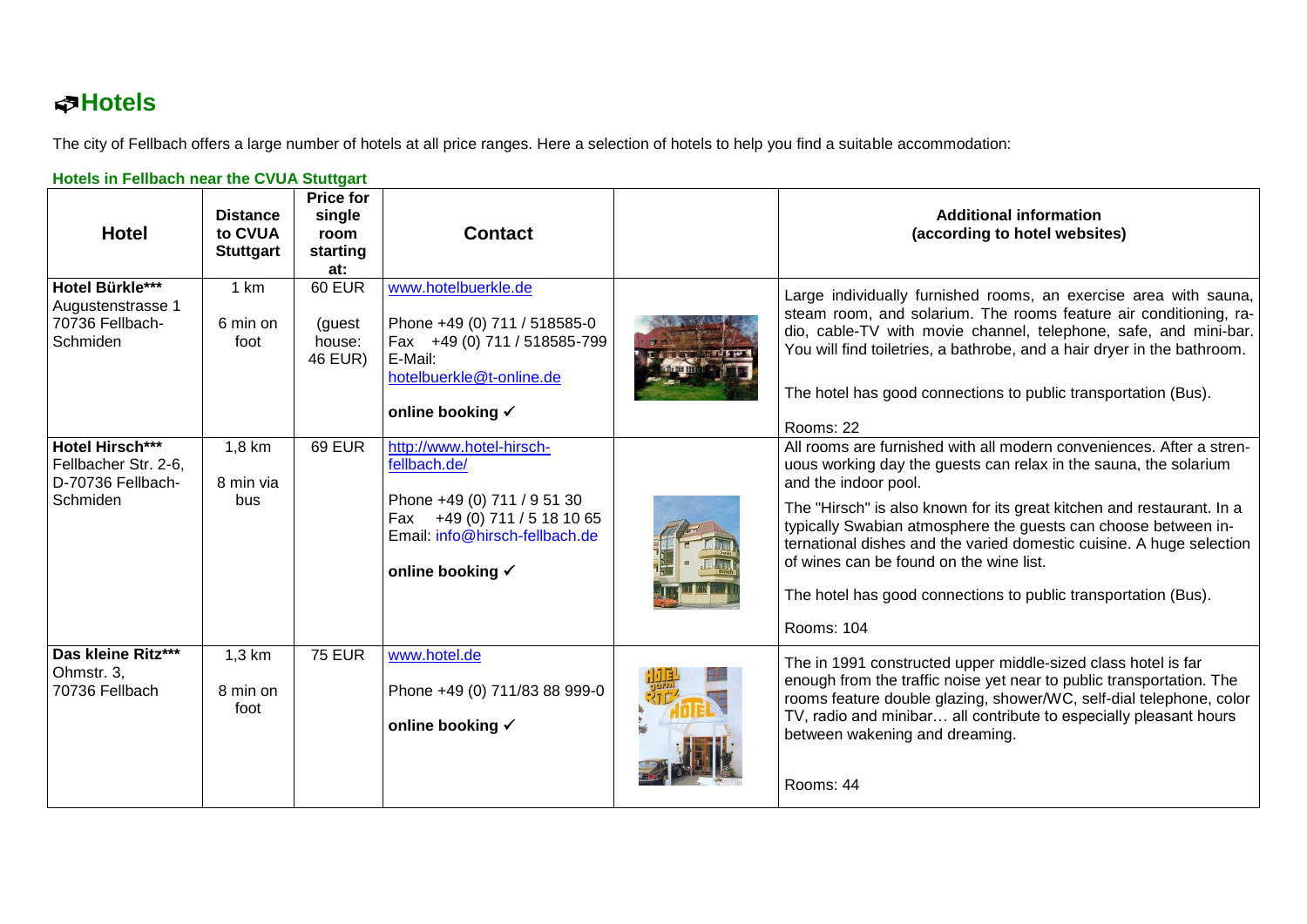# Hotels

The city of Fellbach offers a large number of hotels at all price ranges. Here a selection of hotels to help you find a suitable accommodation:

### Hotels in Fellbach near the CVUA Stuttgart

| Hotel | Distance to CVUA Stuttgart | Price for single room starting at: | Contact | | Additional information (according to hotel websites) |
|---|---|---|---|---|---|
| **Hotel Bürkle\*\*\***<br>Augustenstrasse 1<br>70736 Fellbach-Schmiden | 1 km<br><br>6 min on foot | 60 EUR<br><br>(guest house: 46 EUR) | www.hotelbuerkle.de<br><br>Phone +49 (0) 711 / 518585-0<br>Fax +49 (0) 711 / 518585-799<br>E-Mail:<br>hotelbuerkle@t-online.de<br><br>**online booking ✓** | | Large individually furnished rooms, an exercise area with sauna, steam room, and solarium. The rooms feature air conditioning, radio, cable-TV with movie channel, telephone, safe, and mini-bar. You will find toiletries, a bathrobe, and a hair dryer in the bathroom.<br><br>The hotel has good connections to public transportation (Bus).<br><br>Rooms: 22 |
| **Hotel Hirsch\*\*\***<br>Fellbacher Str. 2-6,<br>D-70736 Fellbach-Schmiden | 1,8 km<br><br>8 min via bus | 69 EUR | http://www.hotel-hirsch-fellbach.de/<br><br>Phone +49 (0) 711 / 9 51 30<br>Fax +49 (0) 711 / 5 18 10 65<br>Email: info@hirsch-fellbach.de<br><br>**online booking ✓** | | All rooms are furnished with all modern conveniences. After a strenuous working day the guests can relax in the sauna, the solarium and the indoor pool.<br><br>The "Hirsch" is also known for its great kitchen and restaurant. In a typically Swabian atmosphere the guests can choose between international dishes and the varied domestic cuisine. A huge selection of wines can be found on the wine list.<br><br>The hotel has good connections to public transportation (Bus).<br><br>Rooms: 104 |
| **Das kleine Ritz\*\*\***<br>Ohmstr. 3,<br>70736 Fellbach | 1,3 km<br><br>8 min on foot | 75 EUR | www.hotel.de<br><br>Phone +49 (0) 711/83 88 999-0<br><br>**online booking ✓** | | The in 1991 constructed upper middle-sized class hotel is far enough from the traffic noise yet near to public transportation. The rooms feature double glazing, shower/WC, self-dial telephone, color TV, radio and minibar… all contribute to especially pleasant hours between wakening and dreaming.<br><br>Rooms: 44 |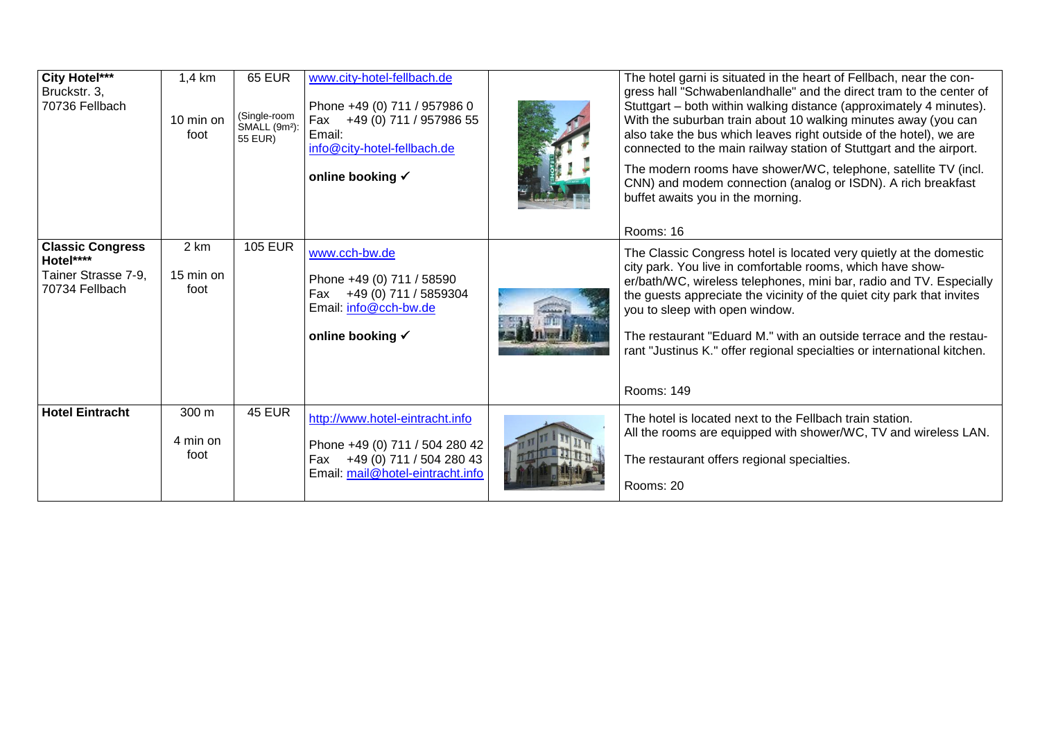| | | | | | |
|---|---|---|---|---|---|
| **City Hotel*****<br>Bruckstr. 3,<br>70736 Fellbach | 1,4 km<br><br>10 min on foot | 65 EUR<br><br>(Single-room SMALL (9m²): 55 EUR) | www.city-hotel-fellbach.de<br><br>Phone +49 (0) 711 / 957986 0<br>Fax +49 (0) 711 / 957986 55<br>Email: info@city-hotel-fellbach.de<br><br>**online booking ✓** | | The hotel garni is situated in the heart of Fellbach, near the congress hall "Schwabenlandhalle" and the direct tram to the center of Stuttgart – both within walking distance (approximately 4 minutes). With the suburban train about 10 walking minutes away (you can also take the bus which leaves right outside of the hotel), we are connected to the main railway station of Stuttgart and the airport.<br><br>The modern rooms have shower/WC, telephone, satellite TV (incl. CNN) and modem connection (analog or ISDN). A rich breakfast buffet awaits you in the morning.<br><br>Rooms: 16 |
| **Classic Congress Hotel******<br>Tainer Strasse 7-9,<br>70734 Fellbach | 2 km<br><br>15 min on foot | 105 EUR | www.cch-bw.de<br><br>Phone +49 (0) 711 / 58590<br>Fax +49 (0) 711 / 5859304<br>Email: info@cch-bw.de<br><br>**online booking ✓** | | The Classic Congress hotel is located very quietly at the domestic city park. You live in comfortable rooms, which have shower/bath/WC, wireless telephones, mini bar, radio and TV. Especially the guests appreciate the vicinity of the quiet city park that invites you to sleep with open window.<br><br>The restaurant "Eduard M." with an outside terrace and the restaurant "Justinus K." offer regional specialties or international kitchen.<br><br>Rooms: 149 |
| **Hotel Eintracht** | 300 m<br><br>4 min on foot | 45 EUR | http://www.hotel-eintracht.info<br><br>Phone +49 (0) 711 / 504 280 42<br>Fax +49 (0) 711 / 504 280 43<br>Email: mail@hotel-eintracht.info | | The hotel is located next to the Fellbach train station.<br>All the rooms are equipped with shower/WC, TV and wireless LAN.<br><br>The restaurant offers regional specialties.<br><br>Rooms: 20 |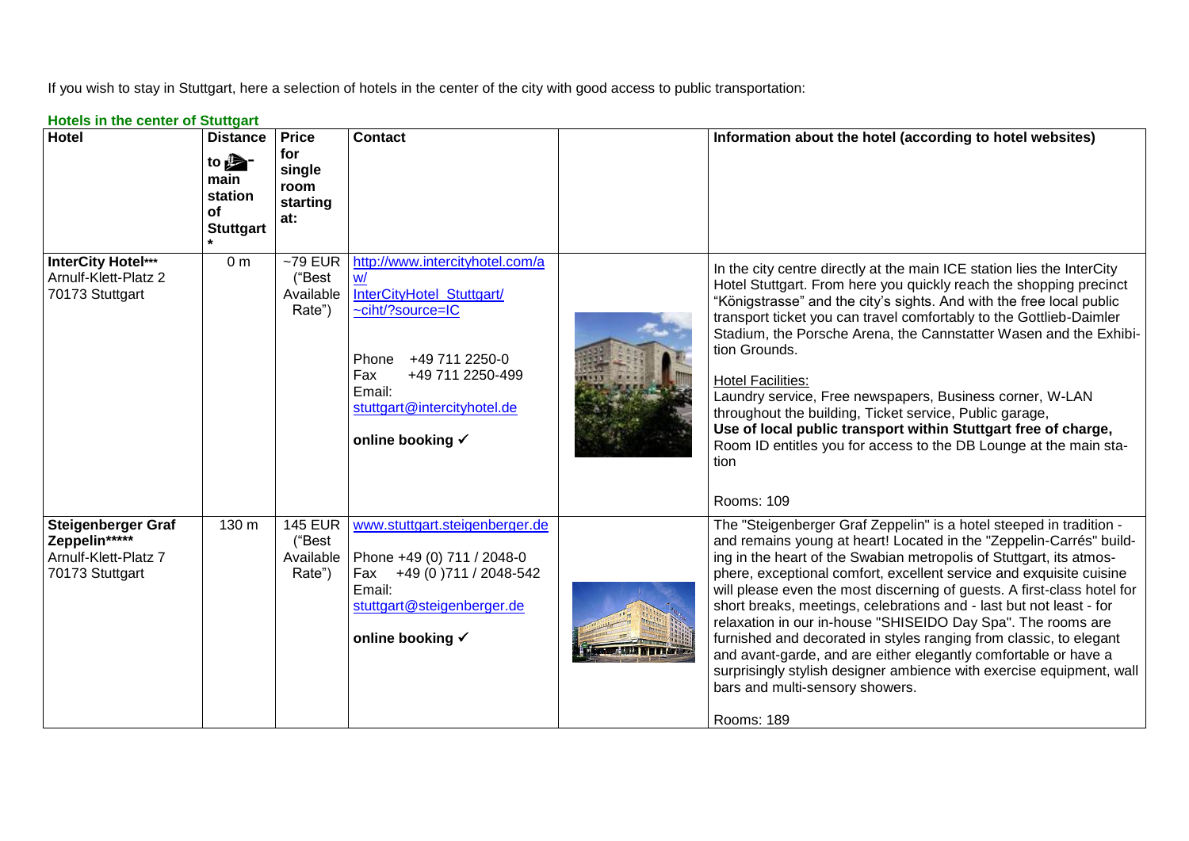If you wish to stay in Stuttgart, here a selection of hotels in the center of the city with good access to public transportation:

**Hotels in the center of Stuttgart**

| Hotel | Distance to main station of Stuttgart* | Price for single room starting at: | Contact | | Information about the hotel (according to hotel websites) |
|---|---|---|---|---|---|
| **InterCity Hotel\*\*\*** Arnulf-Klett-Platz 2 70173 Stuttgart | 0 m | ~79 EUR ("Best Available Rate") | http://www.intercityhotel.com/aw/InterCityHotel_Stuttgart/~ciht/?source=IC<br><br>Phone +49 711 2250-0<br>Fax +49 711 2250-499<br>Email: stuttgart@intercityhotel.de<br><br>**online booking ✓** | | In the city centre directly at the main ICE station lies the InterCity Hotel Stuttgart. From here you quickly reach the shopping precinct "Königstrasse" and the city's sights. And with the free local public transport ticket you can travel comfortably to the Gottlieb-Daimler Stadium, the Porsche Arena, the Cannstatter Wasen and the Exhibition Grounds.<br><br>Hotel Facilities:<br>Laundry service, Free newspapers, Business corner, W-LAN throughout the building, Ticket service, Public garage, **Use of local public transport within Stuttgart free of charge,** Room ID entitles you for access to the DB Lounge at the main station<br><br>Rooms: 109 |
| **Steigenberger Graf Zeppelin\*\*\*\*\*** Arnulf-Klett-Platz 7 70173 Stuttgart | 130 m | 145 EUR ("Best Available Rate") | www.stuttgart.steigenberger.de<br><br>Phone +49 (0) 711 / 2048-0<br>Fax +49 (0 )711 / 2048-542<br>Email: stuttgart@steigenberger.de<br><br>**online booking ✓** | | The "Steigenberger Graf Zeppelin" is a hotel steeped in tradition - and remains young at heart! Located in the "Zeppelin-Carrés" building in the heart of the Swabian metropolis of Stuttgart, its atmosphere, exceptional comfort, excellent service and exquisite cuisine will please even the most discerning of guests. A first-class hotel for short breaks, meetings, celebrations and - last but not least - for relaxation in our in-house "SHISEIDO Day Spa". The rooms are furnished and decorated in styles ranging from classic, to elegant and avant-garde, and are either elegantly comfortable or have a surprisingly stylish designer ambience with exercise equipment, wall bars and multi-sensory showers.<br><br>Rooms: 189 |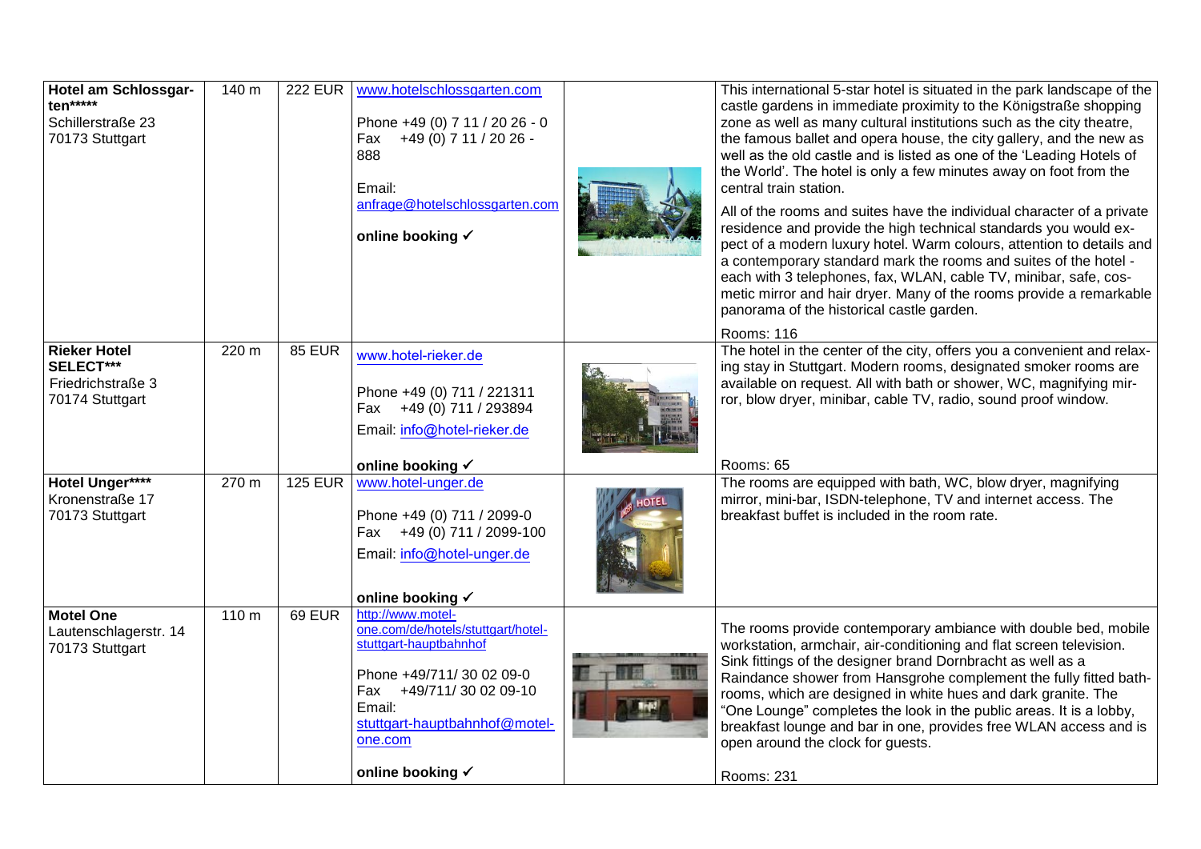| | | | | | |
|---|---|---|---|---|---|
| **Hotel am Schlossgarten*****<br>Schillerstraße 23<br>70173 Stuttgart | 140 m | 222 EUR | www.hotelschlossgarten.com<br><br>Phone +49 (0) 7 11 / 20 26 - 0<br>Fax +49 (0) 7 11 / 20 26 - 888<br><br>Email: anfrage@hotelschlossgarten.com<br><br>**online booking ✓** | | This international 5-star hotel is situated in the park landscape of the castle gardens in immediate proximity to the Königstraße shopping zone as well as many cultural institutions such as the city theatre, the famous ballet and opera house, the city gallery, and the new as well as the old castle and is listed as one of the 'Leading Hotels of the World'. The hotel is only a few minutes away on foot from the central train station.<br><br>All of the rooms and suites have the individual character of a private residence and provide the high technical standards you would expect of a modern luxury hotel. Warm colours, attention to details and a contemporary standard mark the rooms and suites of the hotel - each with 3 telephones, fax, WLAN, cable TV, minibar, safe, cosmetic mirror and hair dryer. Many of the rooms provide a remarkable panorama of the historical castle garden.<br><br>Rooms: 116 |
| **Rieker Hotel SELECT*****<br>Friedrichstraße 3<br>70174 Stuttgart | 220 m | 85 EUR | www.hotel-rieker.de<br><br>Phone +49 (0) 711 / 221311<br>Fax +49 (0) 711 / 293894<br>Email: info@hotel-rieker.de<br><br>**online booking ✓** | | The hotel in the center of the city, offers you a convenient and relaxing stay in Stuttgart. Modern rooms, designated smoker rooms are available on request. All with bath or shower, WC, magnifying mirror, blow dryer, minibar, cable TV, radio, sound proof window.<br><br>Rooms: 65 |
| **Hotel Unger******<br>Kronenstraße 17<br>70173 Stuttgart | 270 m | 125 EUR | www.hotel-unger.de<br><br>Phone +49 (0) 711 / 2099-0<br>Fax +49 (0) 711 / 2099-100<br>Email: info@hotel-unger.de<br><br>**online booking ✓** | | The rooms are equipped with bath, WC, blow dryer, magnifying mirror, mini-bar, ISDN-telephone, TV and internet access. The breakfast buffet is included in the room rate. |
| **Motel One**<br>Lautenschlagerstr. 14<br>70173 Stuttgart | 110 m | 69 EUR | http://www.motel-one.com/de/hotels/stuttgart/hotel-stuttgart-hauptbahnhof<br><br>Phone +49/711/ 30 02 09-0<br>Fax +49/711/ 30 02 09-10<br>Email: stuttgart-hauptbahnhof@motel-one.com<br><br>**online booking ✓** | | The rooms provide contemporary ambiance with double bed, mobile workstation, armchair, air-conditioning and flat screen television. Sink fittings of the designer brand Dornbracht as well as a Raindance shower from Hansgrohe complement the fully fitted bathrooms, which are designed in white hues and dark granite. The "One Lounge" completes the look in the public areas. It is a lobby, breakfast lounge and bar in one, provides free WLAN access and is open around the clock for guests.<br><br>Rooms: 231 |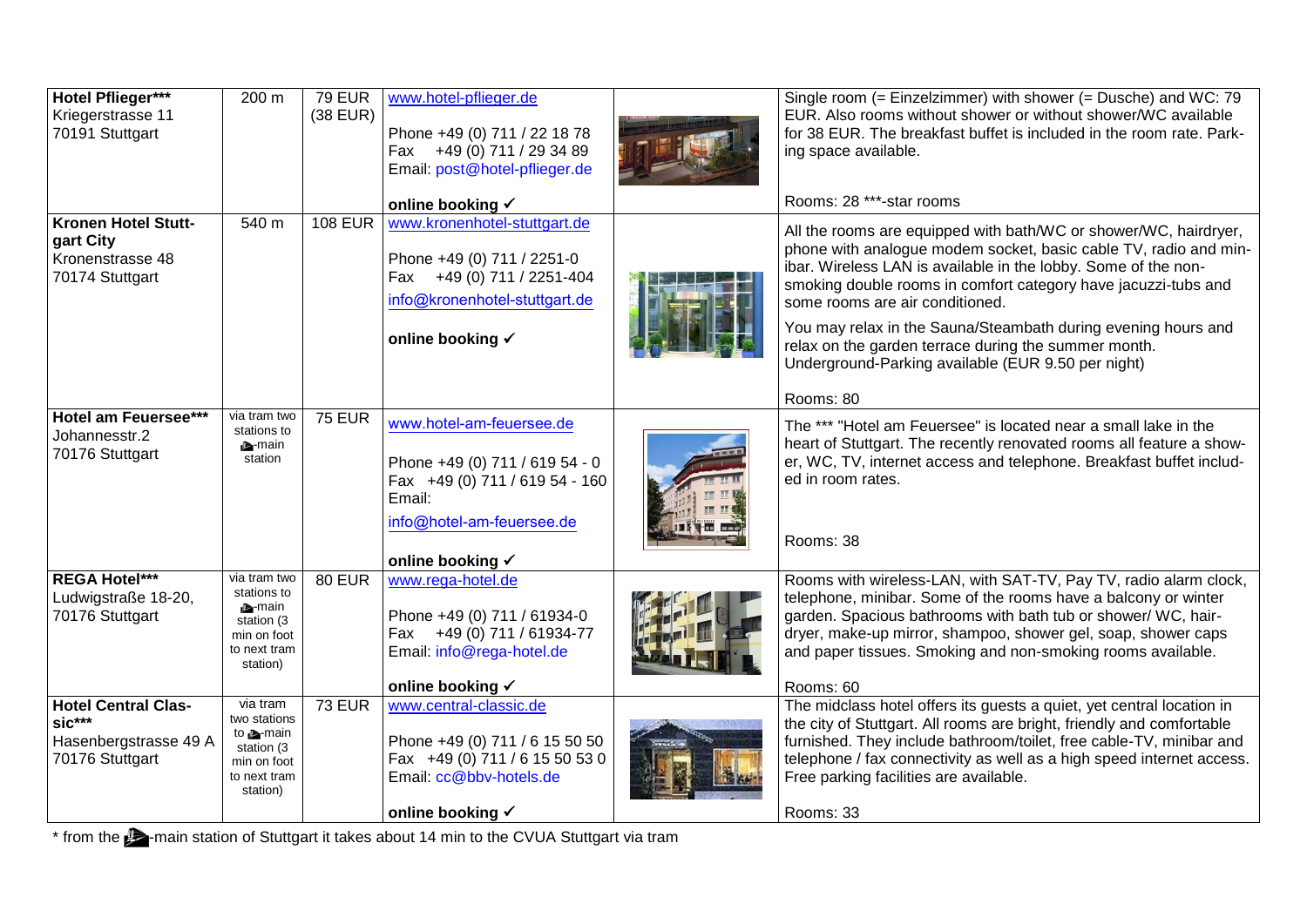| | | | | | |
|---|---|---|---|---|---|
| **Hotel Pflieger***** Kriegerstrasse 11 70191 Stuttgart | 200 m | 79 EUR (38 EUR) | www.hotel-pflieger.de Phone +49 (0) 711 / 22 18 78 Fax +49 (0) 711 / 29 34 89 Email: post@hotel-pflieger.de **online booking ✓** | | Single room (= Einzelzimmer) with shower (= Dusche) and WC: 79 EUR. Also rooms without shower or without shower/WC available for 38 EUR. The breakfast buffet is included in the room rate. Parking space available. Rooms: 28 ***-star rooms |
| **Kronen Hotel Stuttgart City** Kronenstrasse 48 70174 Stuttgart | 540 m | 108 EUR | www.kronenhotel-stuttgart.de Phone +49 (0) 711 / 2251-0 Fax +49 (0) 711 / 2251-404 info@kronenhotel-stuttgart.de **online booking ✓** | | All the rooms are equipped with bath/WC or shower/WC, hairdryer, phone with analogue modem socket, basic cable TV, radio and minibar. Wireless LAN is available in the lobby. Some of the non-smoking double rooms in comfort category have jacuzzi-tubs and some rooms are air conditioned. You may relax in the Sauna/Steambath during evening hours and relax on the garden terrace during the summer month. Underground-Parking available (EUR 9.50 per night) Rooms: 80 |
| **Hotel am Feuersee***** Johannesstr.2 70176 Stuttgart | via tram two stations to main station | 75 EUR | www.hotel-am-feuersee.de Phone +49 (0) 711 / 619 54 - 0 Fax +49 (0) 711 / 619 54 - 160 Email: info@hotel-am-feuersee.de **online booking ✓** | | The *** "Hotel am Feuersee" is located near a small lake in the heart of Stuttgart. The recently renovated rooms all feature a shower, WC, TV, internet access and telephone. Breakfast buffet included in room rates. Rooms: 38 |
| **REGA Hotel***** Ludwigstraße 18-20, 70176 Stuttgart | via tram two stations to main station (3 min on foot to next tram station) | 80 EUR | www.rega-hotel.de Phone +49 (0) 711 / 61934-0 Fax +49 (0) 711 / 61934-77 Email: info@rega-hotel.de **online booking ✓** | | Rooms with wireless-LAN, with SAT-TV, Pay TV, radio alarm clock, telephone, minibar. Some of the rooms have a balcony or winter garden. Spacious bathrooms with bath tub or shower/ WC, hair-dryer, make-up mirror, shampoo, shower gel, soap, shower caps and paper tissues. Smoking and non-smoking rooms available. Rooms: 60 |
| **Hotel Central Classic***** Hasenbergstrasse 49 A 70176 Stuttgart | via tram two stations to main station (3 min on foot to next tram station) | 73 EUR | www.central-classic.de Phone +49 (0) 711 / 6 15 50 50 Fax +49 (0) 711 / 6 15 50 53 0 Email: cc@bbv-hotels.de **online booking ✓** | | The midclass hotel offers its guests a quiet, yet central location in the city of Stuttgart. All rooms are bright, friendly and comfortable furnished. They include bathroom/toilet, free cable-TV, minibar and telephone / fax connectivity as well as a high speed internet access. Free parking facilities are available. Rooms: 33 |

* from the main station of Stuttgart it takes about 14 min to the CVUA Stuttgart via tram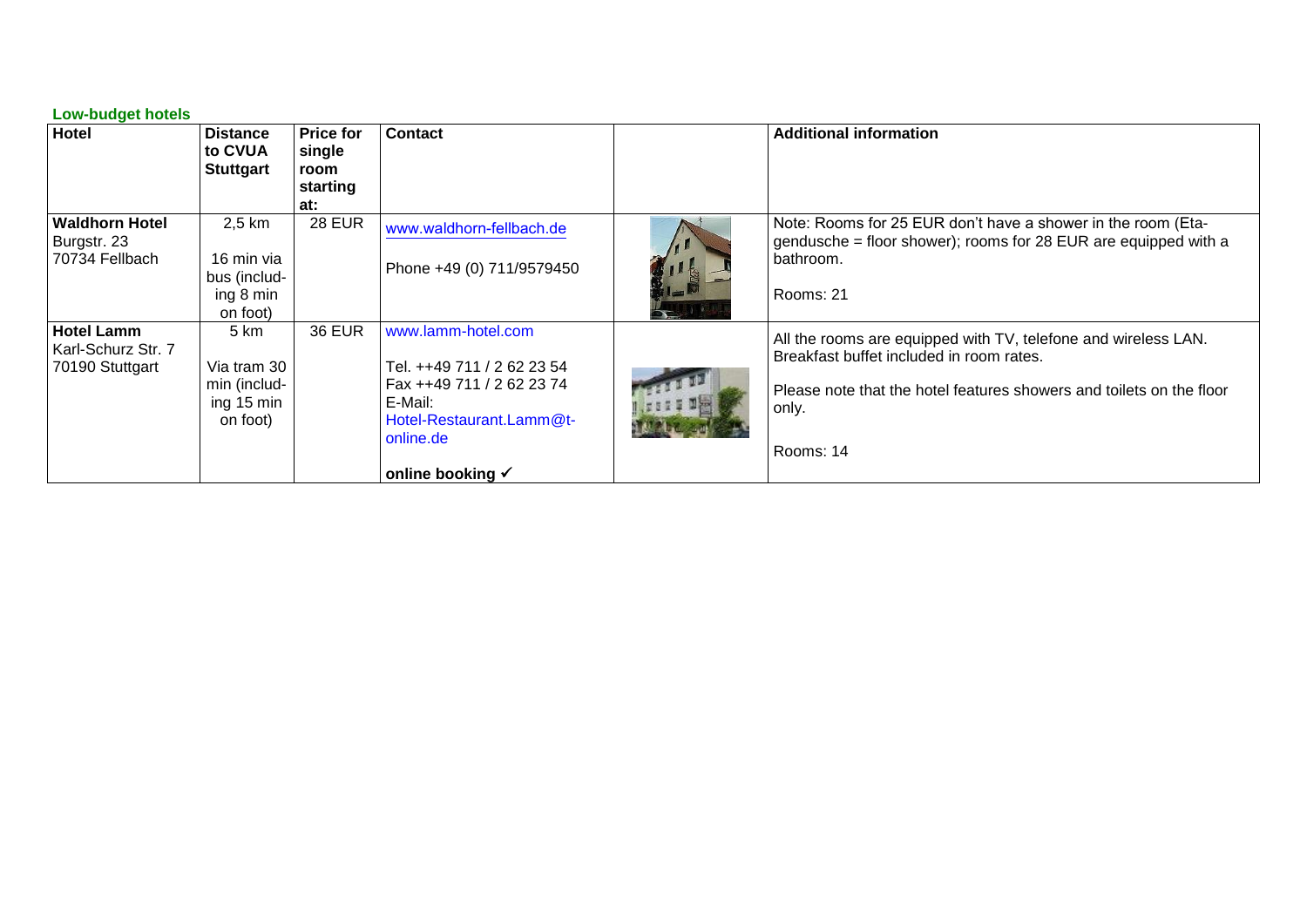**Low-budget hotels**

| Hotel | Distance to CVUA Stuttgart | Price for single room starting at: | Contact | | Additional information |
|---|---|---|---|---|---|
| **Waldhorn Hotel**<br>Burgstr. 23<br>70734 Fellbach | 2,5 km<br><br>16 min via bus (including 8 min on foot) | 28 EUR | www.waldhorn-fellbach.de<br><br>Phone +49 (0) 711/9579450 | | Note: Rooms for 25 EUR don't have a shower in the room (Etagendusche = floor shower); rooms for 28 EUR are equipped with a bathroom.<br><br>Rooms: 21 |
| **Hotel Lamm**<br>Karl-Schurz Str. 7<br>70190 Stuttgart | 5 km<br><br>Via tram 30 min (including 15 min on foot) | 36 EUR | www.lamm-hotel.com<br><br>Tel. ++49 711 / 2 62 23 54<br>Fax ++49 711 / 2 62 23 74<br>E-Mail:<br>Hotel-Restaurant.Lamm@t-online.de<br><br>**online booking ✓** | | All the rooms are equipped with TV, telefone and wireless LAN. Breakfast buffet included in room rates.<br><br>Please note that the hotel features showers and toilets on the floor only.<br><br>Rooms: 14 |